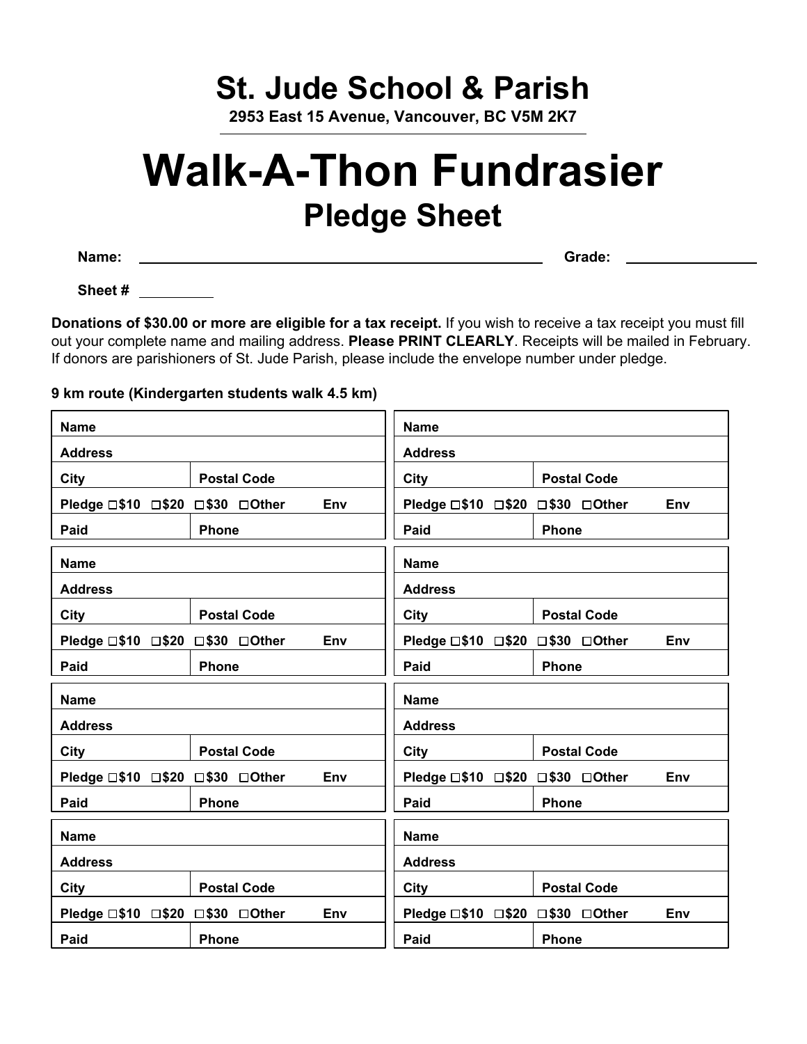# St. Jude School & Parish

**2953 East 15 Avenue, Vancouver, BC V5M 2K7**

# Walk-A-Thon Fundrasier

## Pledge Sheet

**Name:** ______________________________ **Grade:** ____________

**Sheet #** ________

**Donations of $30.00 or more are eligible for a tax receipt.** If you wish to receive a tax receipt you must fill out your complete name and mailing address. **Please PRINT CLEARLY**. Receipts will be mailed in February. If donors are parishioners of St. Jude Parish, please include the envelope number under pledge.

**9 km route (Kindergarten students walk 4.5 km)**

| **Name** | |
|---|---|
| **Address** | |
| **City** | **Postal Code** |
| **Pledge** ☐$10 ☐$20 ☐$30 ☐Other | **Env** |
| **Paid** | **Phone** |

| **Name** | |
|---|---|
| **Address** | |
| **City** | **Postal Code** |
| **Pledge** ☐$10 ☐$20 ☐$30 ☐Other | **Env** |
| **Paid** | **Phone** |

| **Name** | |
|---|---|
| **Address** | |
| **City** | **Postal Code** |
| **Pledge** ☐$10 ☐$20 ☐$30 ☐Other | **Env** |
| **Paid** | **Phone** |

| **Name** | |
|---|---|
| **Address** | |
| **City** | **Postal Code** |
| **Pledge** ☐$10 ☐$20 ☐$30 ☐Other | **Env** |
| **Paid** | **Phone** |

| **Name** | |
|---|---|
| **Address** | |
| **City** | **Postal Code** |
| **Pledge** ☐$10 ☐$20 ☐$30 ☐Other | **Env** |
| **Paid** | **Phone** |

| **Name** | |
|---|---|
| **Address** | |
| **City** | **Postal Code** |
| **Pledge** ☐$10 ☐$20 ☐$30 ☐Other | **Env** |
| **Paid** | **Phone** |

| **Name** | |
|---|---|
| **Address** | |
| **City** | **Postal Code** |
| **Pledge** ☐$10 ☐$20 ☐$30 ☐Other | **Env** |
| **Paid** | **Phone** |

| **Name** | |
|---|---|
| **Address** | |
| **City** | **Postal Code** |
| **Pledge** ☐$10 ☐$20 ☐$30 ☐Other | **Env** |
| **Paid** | **Phone** |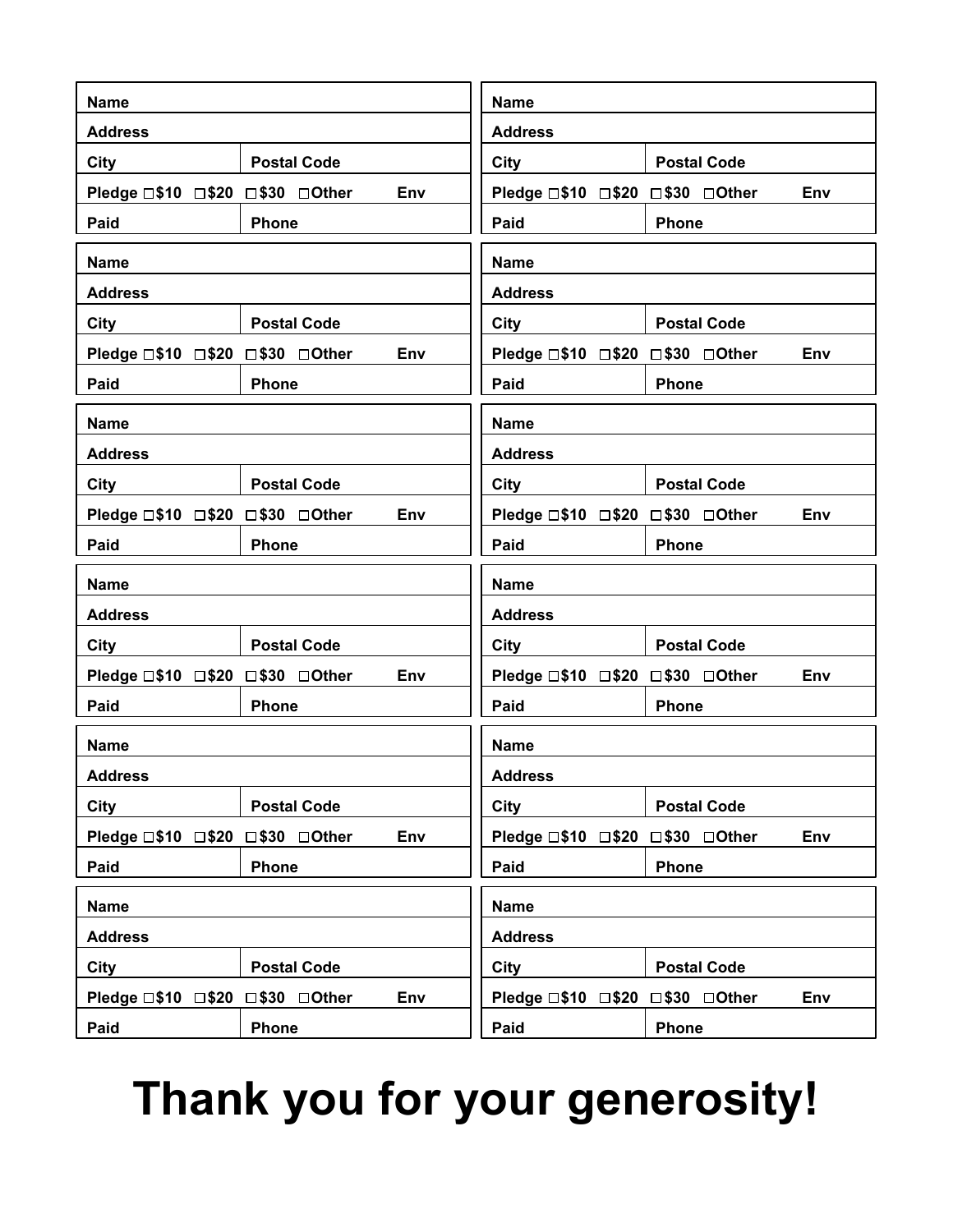| | |
|---|---|
| **Name** | |
| **Address** | |
| **City** | **Postal Code** |
| **Pledge** □$10 □$20 □$30 □Other | **Env** |
| **Paid** | **Phone** |

| | |
|---|---|
| **Name** | |
| **Address** | |
| **City** | **Postal Code** |
| **Pledge** □$10 □$20 □$30 □Other | **Env** |
| **Paid** | **Phone** |

| | |
|---|---|
| **Name** | |
| **Address** | |
| **City** | **Postal Code** |
| **Pledge** □$10 □$20 □$30 □Other | **Env** |
| **Paid** | **Phone** |

| | |
|---|---|
| **Name** | |
| **Address** | |
| **City** | **Postal Code** |
| **Pledge** □$10 □$20 □$30 □Other | **Env** |
| **Paid** | **Phone** |

| | |
|---|---|
| **Name** | |
| **Address** | |
| **City** | **Postal Code** |
| **Pledge** □$10 □$20 □$30 □Other | **Env** |
| **Paid** | **Phone** |

| | |
|---|---|
| **Name** | |
| **Address** | |
| **City** | **Postal Code** |
| **Pledge** □$10 □$20 □$30 □Other | **Env** |
| **Paid** | **Phone** |

| | |
|---|---|
| **Name** | |
| **Address** | |
| **City** | **Postal Code** |
| **Pledge** □$10 □$20 □$30 □Other | **Env** |
| **Paid** | **Phone** |

| | |
|---|---|
| **Name** | |
| **Address** | |
| **City** | **Postal Code** |
| **Pledge** □$10 □$20 □$30 □Other | **Env** |
| **Paid** | **Phone** |

| | |
|---|---|
| **Name** | |
| **Address** | |
| **City** | **Postal Code** |
| **Pledge** □$10 □$20 □$30 □Other | **Env** |
| **Paid** | **Phone** |

| | |
|---|---|
| **Name** | |
| **Address** | |
| **City** | **Postal Code** |
| **Pledge** □$10 □$20 □$30 □Other | **Env** |
| **Paid** | **Phone** |

| | |
|---|---|
| **Name** | |
| **Address** | |
| **City** | **Postal Code** |
| **Pledge** □$10 □$20 □$30 □Other | **Env** |
| **Paid** | **Phone** |

| | |
|---|---|
| **Name** | |
| **Address** | |
| **City** | **Postal Code** |
| **Pledge** □$10 □$20 □$30 □Other | **Env** |
| **Paid** | **Phone** |

# Thank you for your generosity!